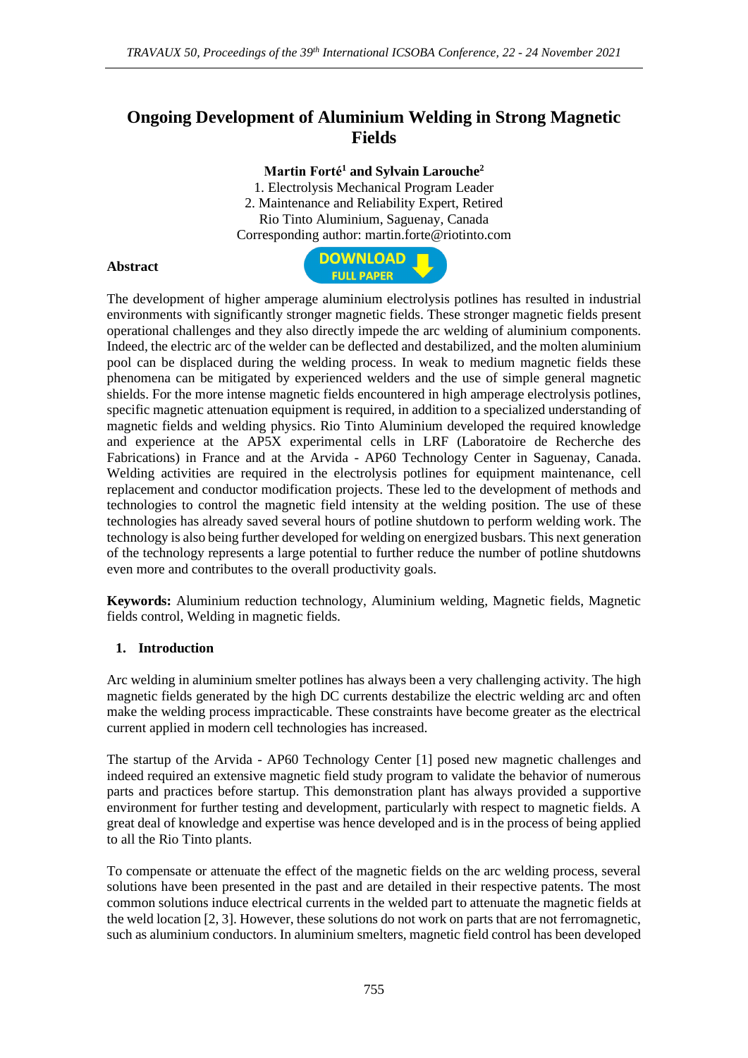# Ongoing Development of Aluminium Welding in Strong Magnetic Fields

**Martin Forté[1] and Sylvain Larouche[2]**

1. Electrolysis Mechanical Program Leader
2. Maintenance and Reliability Expert, Retired

Rio Tinto Aluminium, Saguenay, Canada

Corresponding author: martin.forte@riotinto.com

**Abstract**

The development of higher amperage aluminium electrolysis potlines has resulted in industrial environments with significantly stronger magnetic fields. These stronger magnetic fields present operational challenges and they also directly impede the arc welding of aluminium components. Indeed, the electric arc of the welder can be deflected and destabilized, and the molten aluminium pool can be displaced during the welding process. In weak to medium magnetic fields these phenomena can be mitigated by experienced welders and the use of simple general magnetic shields. For the more intense magnetic fields encountered in high amperage electrolysis potlines, specific magnetic attenuation equipment is required, in addition to a specialized understanding of magnetic fields and welding physics. Rio Tinto Aluminium developed the required knowledge and experience at the AP5X experimental cells in LRF (Laboratoire de Recherche des Fabrications) in France and at the Arvida - AP60 Technology Center in Saguenay, Canada. Welding activities are required in the electrolysis potlines for equipment maintenance, cell replacement and conductor modification projects. These led to the development of methods and technologies to control the magnetic field intensity at the welding position. The use of these technologies has already saved several hours of potline shutdown to perform welding work. The technology is also being further developed for welding on energized busbars. This next generation of the technology represents a large potential to further reduce the number of potline shutdowns even more and contributes to the overall productivity goals.

**Keywords:** Aluminium reduction technology, Aluminium welding, Magnetic fields, Magnetic fields control, Welding in magnetic fields.

## 1. Introduction

Arc welding in aluminium smelter potlines has always been a very challenging activity. The high magnetic fields generated by the high DC currents destabilize the electric welding arc and often make the welding process impracticable. These constraints have become greater as the electrical current applied in modern cell technologies has increased.

The startup of the Arvida - AP60 Technology Center [1] posed new magnetic challenges and indeed required an extensive magnetic field study program to validate the behavior of numerous parts and practices before startup. This demonstration plant has always provided a supportive environment for further testing and development, particularly with respect to magnetic fields. A great deal of knowledge and expertise was hence developed and is in the process of being applied to all the Rio Tinto plants.

To compensate or attenuate the effect of the magnetic fields on the arc welding process, several solutions have been presented in the past and are detailed in their respective patents. The most common solutions induce electrical currents in the welded part to attenuate the magnetic fields at the weld location [2, 3]. However, these solutions do not work on parts that are not ferromagnetic, such as aluminium conductors. In aluminium smelters, magnetic field control has been developed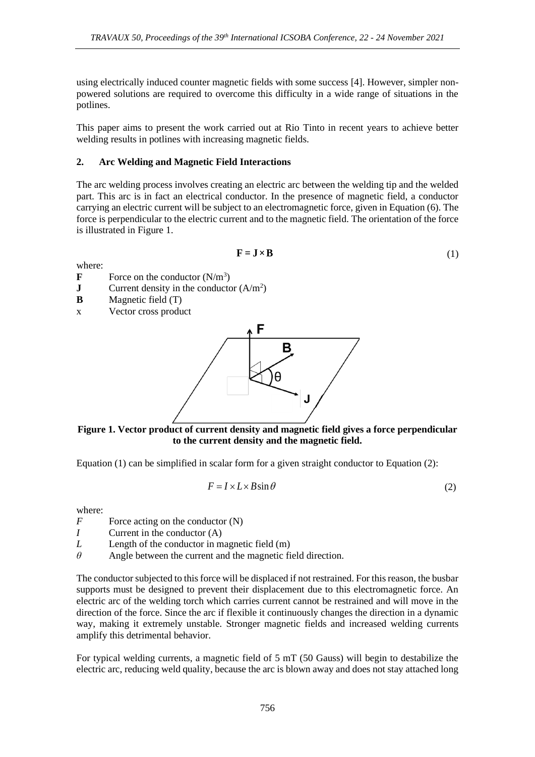using electrically induced counter magnetic fields with some success [4]. However, simpler non-powered solutions are required to overcome this difficulty in a wide range of situations in the potlines.

This paper aims to present the work carried out at Rio Tinto in recent years to achieve better welding results in potlines with increasing magnetic fields.

## 2. Arc Welding and Magnetic Field Interactions

The arc welding process involves creating an electric arc between the welding tip and the welded part. This arc is in fact an electrical conductor. In the presence of magnetic field, a conductor carrying an electric current will be subject to an electromagnetic force, given in Equation (6). The force is perpendicular to the electric current and to the magnetic field. The orientation of the force is illustrated in Figure 1.

$$\mathbf{F} = \mathbf{J} \times \mathbf{B} \tag{1}$$

where:

- **F** Force on the conductor ($N/m^3$)
- **J** Current density in the conductor ($A/m^2$)
- **B** Magnetic field (T)
- x Vector cross product

**Figure 1. Vector product of current density and magnetic field gives a force perpendicular to the current density and the magnetic field.**

Equation (1) can be simplified in scalar form for a given straight conductor to Equation (2):

$$F = I \times L \times B \sin\theta \tag{2}$$

where:

- $F$ Force acting on the conductor (N)
- $I$ Current in the conductor (A)
- $L$ Length of the conductor in magnetic field (m)
- $\theta$ Angle between the current and the magnetic field direction.

The conductor subjected to this force will be displaced if not restrained. For this reason, the busbar supports must be designed to prevent their displacement due to this electromagnetic force. An electric arc of the welding torch which carries current cannot be restrained and will move in the direction of the force. Since the arc if flexible it continuously changes the direction in a dynamic way, making it extremely unstable. Stronger magnetic fields and increased welding currents amplify this detrimental behavior.

For typical welding currents, a magnetic field of 5 mT (50 Gauss) will begin to destabilize the electric arc, reducing weld quality, because the arc is blown away and does not stay attached long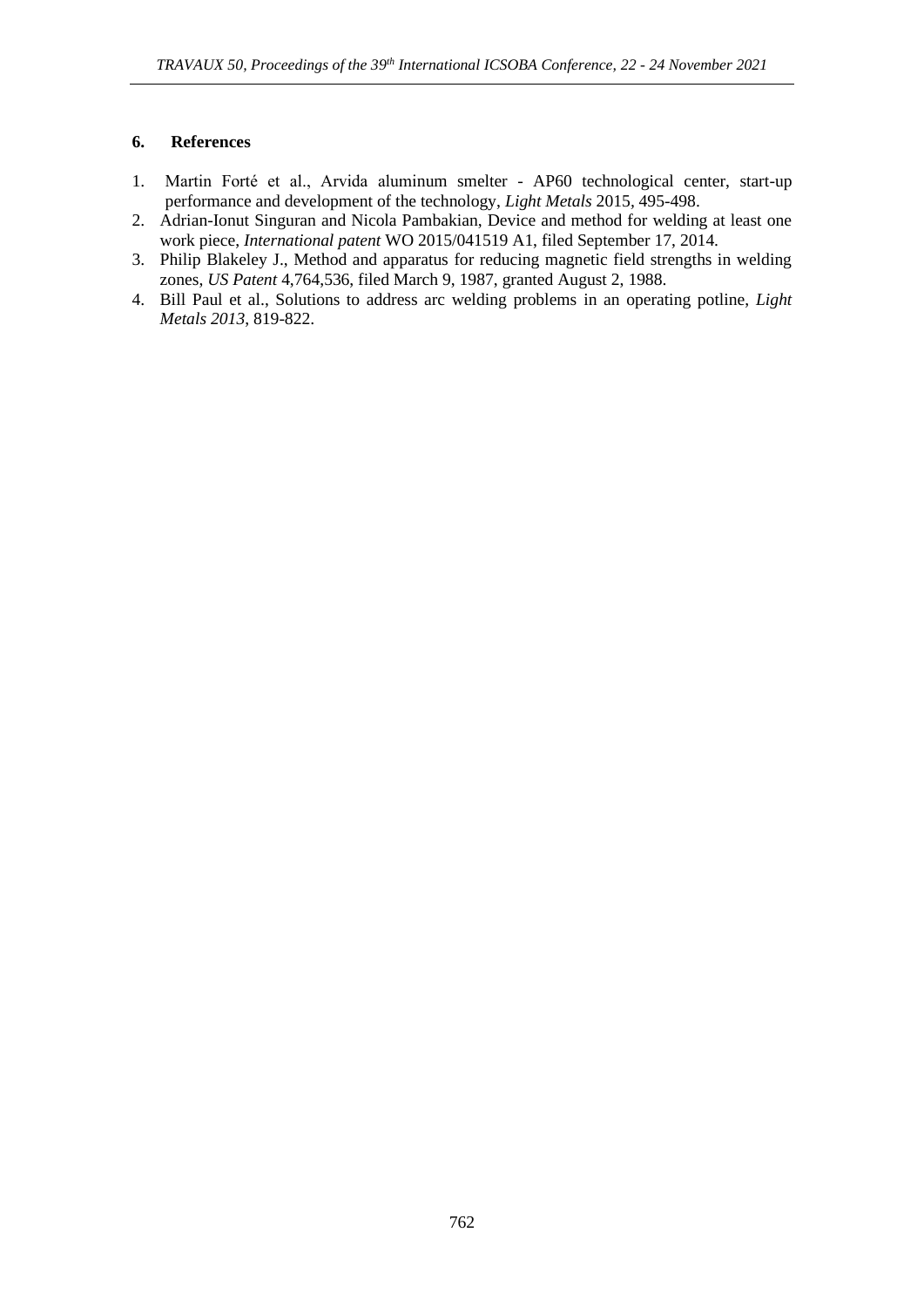## 6. References

1. Martin Forté et al., Arvida aluminum smelter - AP60 technological center, start-up performance and development of the technology, *Light Metals* 2015, 495-498.
2. Adrian-Ionut Singuran and Nicola Pambakian, Device and method for welding at least one work piece, *International patent* WO 2015/041519 A1, filed September 17, 2014.
3. Philip Blakeley J., Method and apparatus for reducing magnetic field strengths in welding zones, *US Patent* 4,764,536, filed March 9, 1987, granted August 2, 1988.
4. Bill Paul et al., Solutions to address arc welding problems in an operating potline, *Light Metals 2013*, 819-822.